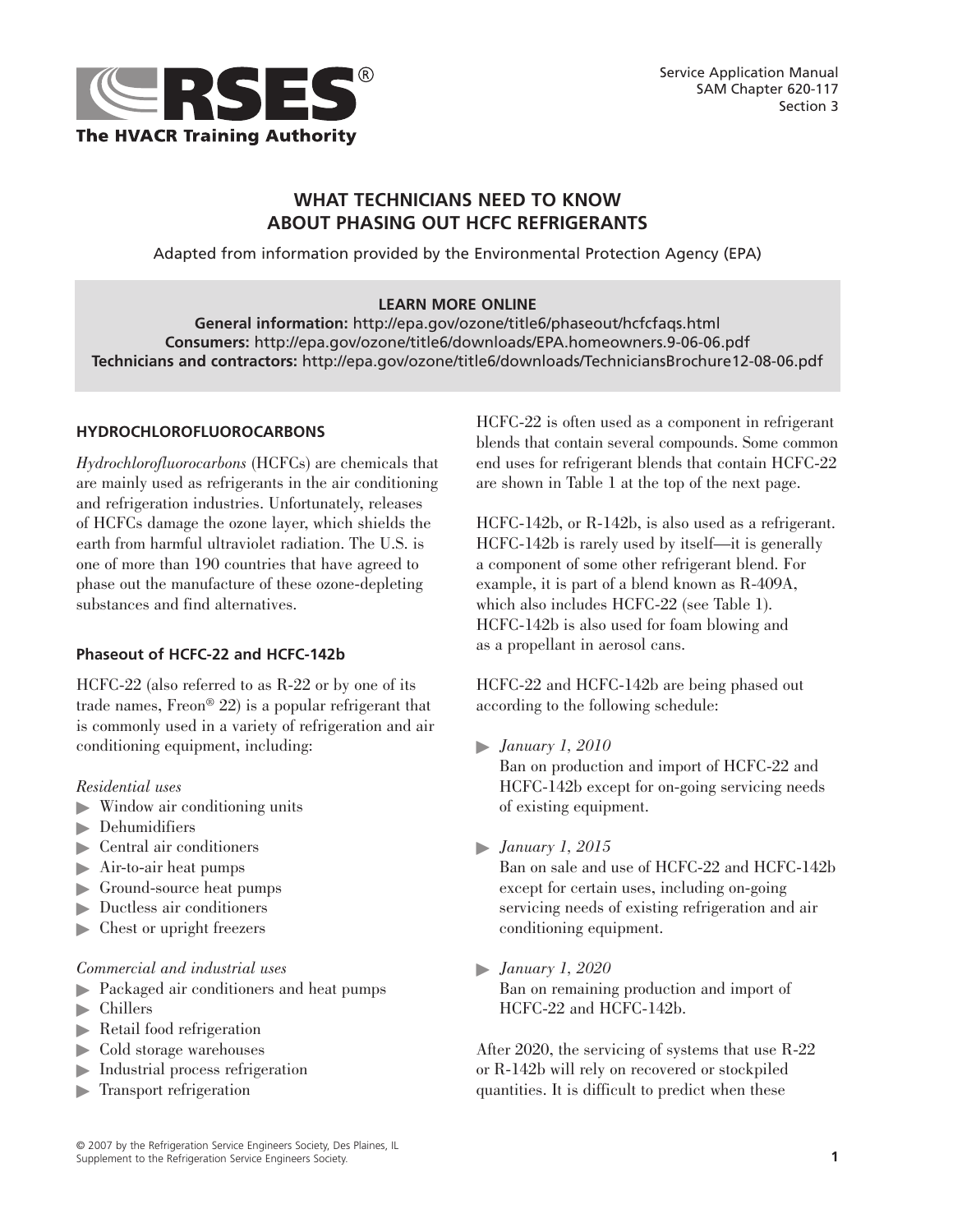# WHAT TECHNICIANS NEED TO KNOW ABOUT PHASING OUT HCFC REFRIGERANTS

Adapted from information provided by the Environmental Protection Agency (EPA)

**LEARN MORE ONLINE**
**General information:** http://epa.gov/ozone/title6/phaseout/hcfcfaqs.html
**Consumers:** http://epa.gov/ozone/title6/downloads/EPA.homeowners.9-06-06.pdf
**Technicians and contractors:** http://epa.gov/ozone/title6/downloads/TechniciansBrochure12-08-06.pdf

## HYDROCHLOROFLUOROCARBONS

*Hydrochlorofluorocarbons* (HCFCs) are chemicals that are mainly used as refrigerants in the air conditioning and refrigeration industries. Unfortunately, releases of HCFCs damage the ozone layer, which shields the earth from harmful ultraviolet radiation. The U.S. is one of more than 190 countries that have agreed to phase out the manufacture of these ozone-depleting substances and find alternatives.

### Phaseout of HCFC-22 and HCFC-142b

HCFC-22 (also referred to as R-22 or by one of its trade names, Freon® 22) is a popular refrigerant that is commonly used in a variety of refrigeration and air conditioning equipment, including:

*Residential uses*

- Window air conditioning units
- Dehumidifiers
- Central air conditioners
- Air-to-air heat pumps
- Ground-source heat pumps
- Ductless air conditioners
- Chest or upright freezers

*Commercial and industrial uses*

- Packaged air conditioners and heat pumps
- Chillers
- Retail food refrigeration
- Cold storage warehouses
- Industrial process refrigeration
- Transport refrigeration

HCFC-22 is often used as a component in refrigerant blends that contain several compounds. Some common end uses for refrigerant blends that contain HCFC-22 are shown in Table 1 at the top of the next page.

HCFC-142b, or R-142b, is also used as a refrigerant. HCFC-142b is rarely used by itself—it is generally a component of some other refrigerant blend. For example, it is part of a blend known as R-409A, which also includes HCFC-22 (see Table 1). HCFC-142b is also used for foam blowing and as a propellant in aerosol cans.

HCFC-22 and HCFC-142b are being phased out according to the following schedule:

- *January 1, 2010*
  Ban on production and import of HCFC-22 and HCFC-142b except for on-going servicing needs of existing equipment.
- *January 1, 2015*
  Ban on sale and use of HCFC-22 and HCFC-142b except for certain uses, including on-going servicing needs of existing refrigeration and air conditioning equipment.
- *January 1, 2020*
  Ban on remaining production and import of HCFC-22 and HCFC-142b.

After 2020, the servicing of systems that use R-22 or R-142b will rely on recovered or stockpiled quantities. It is difficult to predict when these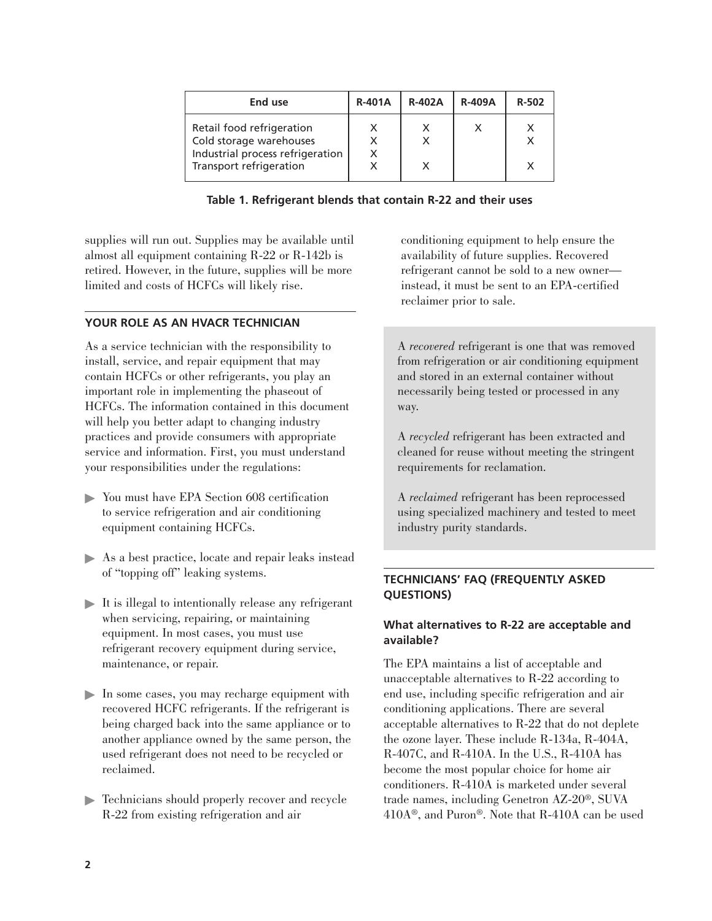| End use | R-401A | R-402A | R-409A | R-502 |
|---|---|---|---|---|
| Retail food refrigeration | X | X | X | X |
| Cold storage warehouses | X | X | | X |
| Industrial process refrigeration | X | | | |
| Transport refrigeration | X | X | | X |

**Table 1. Refrigerant blends that contain R-22 and their uses**

supplies will run out. Supplies may be available until almost all equipment containing R-22 or R-142b is retired. However, in the future, supplies will be more limited and costs of HCFCs will likely rise.

## YOUR ROLE AS AN HVACR TECHNICIAN

As a service technician with the responsibility to install, service, and repair equipment that may contain HCFCs or other refrigerants, you play an important role in implementing the phaseout of HCFCs. The information contained in this document will help you better adapt to changing industry practices and provide consumers with appropriate service and information. First, you must understand your responsibilities under the regulations:

- You must have EPA Section 608 certification to service refrigeration and air conditioning equipment containing HCFCs.
- As a best practice, locate and repair leaks instead of "topping off" leaking systems.
- It is illegal to intentionally release any refrigerant when servicing, repairing, or maintaining equipment. In most cases, you must use refrigerant recovery equipment during service, maintenance, or repair.
- In some cases, you may recharge equipment with recovered HCFC refrigerants. If the refrigerant is being charged back into the same appliance or to another appliance owned by the same person, the used refrigerant does not need to be recycled or reclaimed.
- Technicians should properly recover and recycle R-22 from existing refrigeration and air conditioning equipment to help ensure the availability of future supplies. Recovered refrigerant cannot be sold to a new owner—instead, it must be sent to an EPA-certified reclaimer prior to sale.

A *recovered* refrigerant is one that was removed from refrigeration or air conditioning equipment and stored in an external container without necessarily being tested or processed in any way.

A *recycled* refrigerant has been extracted and cleaned for reuse without meeting the stringent requirements for reclamation.

A *reclaimed* refrigerant has been reprocessed using specialized machinery and tested to meet industry purity standards.

## TECHNICIANS' FAQ (FREQUENTLY ASKED QUESTIONS)

### What alternatives to R-22 are acceptable and available?

The EPA maintains a list of acceptable and unacceptable alternatives to R-22 according to end use, including specific refrigeration and air conditioning applications. There are several acceptable alternatives to R-22 that do not deplete the ozone layer. These include R-134a, R-404A, R-407C, and R-410A. In the U.S., R-410A has become the most popular choice for home air conditioners. R-410A is marketed under several trade names, including Genetron AZ-20®, SUVA 410A®, and Puron®. Note that R-410A can be used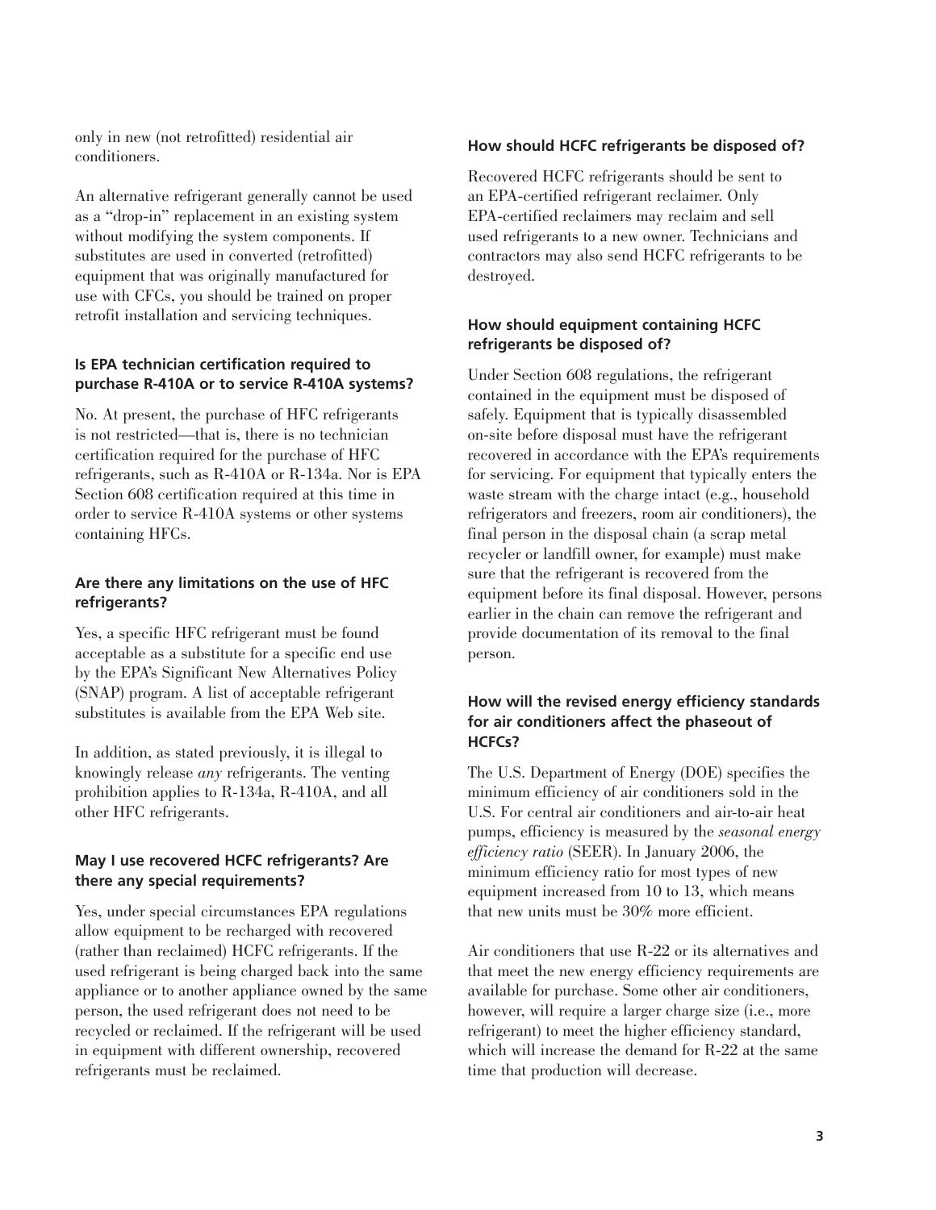only in new (not retrofitted) residential air conditioners.

An alternative refrigerant generally cannot be used as a "drop-in" replacement in an existing system without modifying the system components. If substitutes are used in converted (retrofitted) equipment that was originally manufactured for use with CFCs, you should be trained on proper retrofit installation and servicing techniques.

### Is EPA technician certification required to purchase R-410A or to service R-410A systems?

No. At present, the purchase of HFC refrigerants is not restricted—that is, there is no technician certification required for the purchase of HFC refrigerants, such as R-410A or R-134a. Nor is EPA Section 608 certification required at this time in order to service R-410A systems or other systems containing HFCs.

### Are there any limitations on the use of HFC refrigerants?

Yes, a specific HFC refrigerant must be found acceptable as a substitute for a specific end use by the EPA's Significant New Alternatives Policy (SNAP) program. A list of acceptable refrigerant substitutes is available from the EPA Web site.

In addition, as stated previously, it is illegal to knowingly release *any* refrigerants. The venting prohibition applies to R-134a, R-410A, and all other HFC refrigerants.

### May I use recovered HCFC refrigerants? Are there any special requirements?

Yes, under special circumstances EPA regulations allow equipment to be recharged with recovered (rather than reclaimed) HCFC refrigerants. If the used refrigerant is being charged back into the same appliance or to another appliance owned by the same person, the used refrigerant does not need to be recycled or reclaimed. If the refrigerant will be used in equipment with different ownership, recovered refrigerants must be reclaimed.

### How should HCFC refrigerants be disposed of?

Recovered HCFC refrigerants should be sent to an EPA-certified refrigerant reclaimer. Only EPA-certified reclaimers may reclaim and sell used refrigerants to a new owner. Technicians and contractors may also send HCFC refrigerants to be destroyed.

### How should equipment containing HCFC refrigerants be disposed of?

Under Section 608 regulations, the refrigerant contained in the equipment must be disposed of safely. Equipment that is typically disassembled on-site before disposal must have the refrigerant recovered in accordance with the EPA's requirements for servicing. For equipment that typically enters the waste stream with the charge intact (e.g., household refrigerators and freezers, room air conditioners), the final person in the disposal chain (a scrap metal recycler or landfill owner, for example) must make sure that the refrigerant is recovered from the equipment before its final disposal. However, persons earlier in the chain can remove the refrigerant and provide documentation of its removal to the final person.

### How will the revised energy efficiency standards for air conditioners affect the phaseout of HCFCs?

The U.S. Department of Energy (DOE) specifies the minimum efficiency of air conditioners sold in the U.S. For central air conditioners and air-to-air heat pumps, efficiency is measured by the *seasonal energy efficiency ratio* (SEER). In January 2006, the minimum efficiency ratio for most types of new equipment increased from 10 to 13, which means that new units must be 30% more efficient.

Air conditioners that use R-22 or its alternatives and that meet the new energy efficiency requirements are available for purchase. Some other air conditioners, however, will require a larger charge size (i.e., more refrigerant) to meet the higher efficiency standard, which will increase the demand for R-22 at the same time that production will decrease.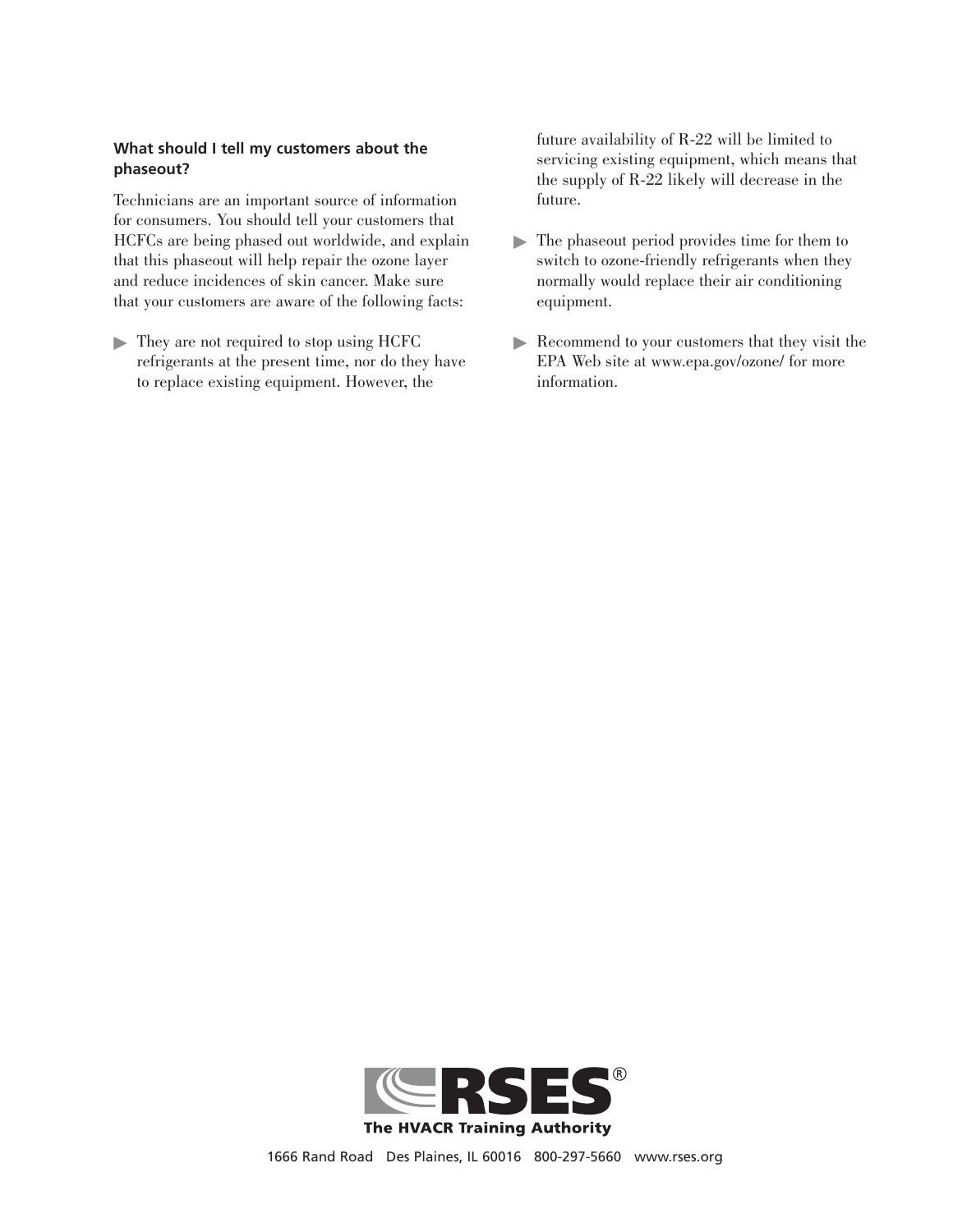**What should I tell my customers about the phaseout?**

Technicians are an important source of information for consumers. You should tell your customers that HCFCs are being phased out worldwide, and explain that this phaseout will help repair the ozone layer and reduce incidences of skin cancer. Make sure that your customers are aware of the following facts:

- They are not required to stop using HCFC refrigerants at the present time, nor do they have to replace existing equipment. However, the future availability of R-22 will be limited to servicing existing equipment, which means that the supply of R-22 likely will decrease in the future.
- The phaseout period provides time for them to switch to ozone-friendly refrigerants when they normally would replace their air conditioning equipment.
- Recommend to your customers that they visit the EPA Web site at www.epa.gov/ozone/ for more information.

RSES®

The HVACR Training Authority

1666 Rand Road Des Plaines, IL 60016 800-297-5660 www.rses.org